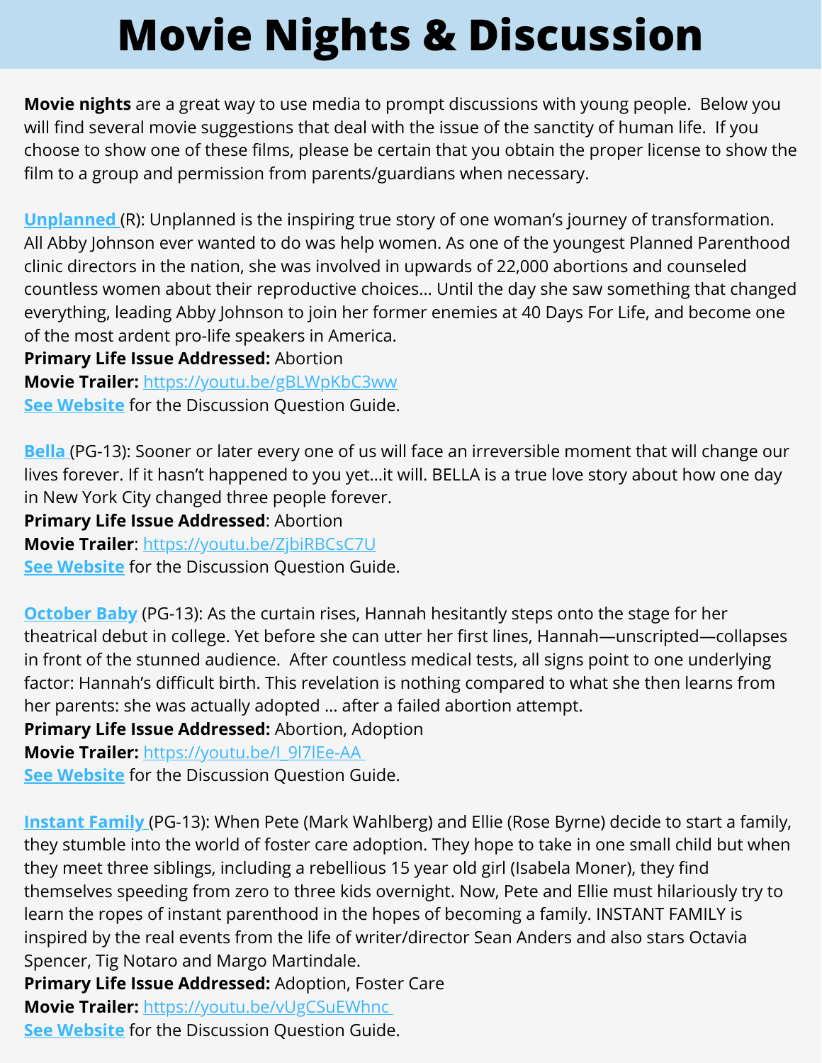# Movie Nights & Discussion

**Movie nights** are a great way to use media to prompt discussions with young people. Below you will find several movie suggestions that deal with the issue of the sanctity of human life. If you choose to show one of these films, please be certain that you obtain the proper license to show the film to a group and permission from parents/guardians when necessary.

**Unplanned** (R): Unplanned is the inspiring true story of one woman's journey of transformation. All Abby Johnson ever wanted to do was help women. As one of the youngest Planned Parenthood clinic directors in the nation, she was involved in upwards of 22,000 abortions and counseled countless women about their reproductive choices… Until the day she saw something that changed everything, leading Abby Johnson to join her former enemies at 40 Days For Life, and become one of the most ardent pro-life speakers in America.
**Primary Life Issue Addressed:** Abortion
**Movie Trailer:** https://youtu.be/gBLWpKbC3ww
**See Website** for the Discussion Question Guide.

**Bella** (PG-13): Sooner or later every one of us will face an irreversible moment that will change our lives forever. If it hasn't happened to you yet…it will. BELLA is a true love story about how one day in New York City changed three people forever.
**Primary Life Issue Addressed**: Abortion
**Movie Trailer**: https://youtu.be/ZjbiRBCsC7U
**See Website** for the Discussion Question Guide.

**October Baby** (PG-13): As the curtain rises, Hannah hesitantly steps onto the stage for her theatrical debut in college. Yet before she can utter her first lines, Hannah—unscripted—collapses in front of the stunned audience. After countless medical tests, all signs point to one underlying factor: Hannah's difficult birth. This revelation is nothing compared to what she then learns from her parents: she was actually adopted … after a failed abortion attempt.
**Primary Life Issue Addressed:** Abortion, Adoption
**Movie Trailer:** https://youtu.be/I_9l7lEe-AA
**See Website** for the Discussion Question Guide.

**Instant Family** (PG-13): When Pete (Mark Wahlberg) and Ellie (Rose Byrne) decide to start a family, they stumble into the world of foster care adoption. They hope to take in one small child but when they meet three siblings, including a rebellious 15 year old girl (Isabela Moner), they find themselves speeding from zero to three kids overnight. Now, Pete and Ellie must hilariously try to learn the ropes of instant parenthood in the hopes of becoming a family. INSTANT FAMILY is inspired by the real events from the life of writer/director Sean Anders and also stars Octavia Spencer, Tig Notaro and Margo Martindale.
**Primary Life Issue Addressed:** Adoption, Foster Care
**Movie Trailer:** https://youtu.be/vUgCSuEWhnc
**See Website** for the Discussion Question Guide.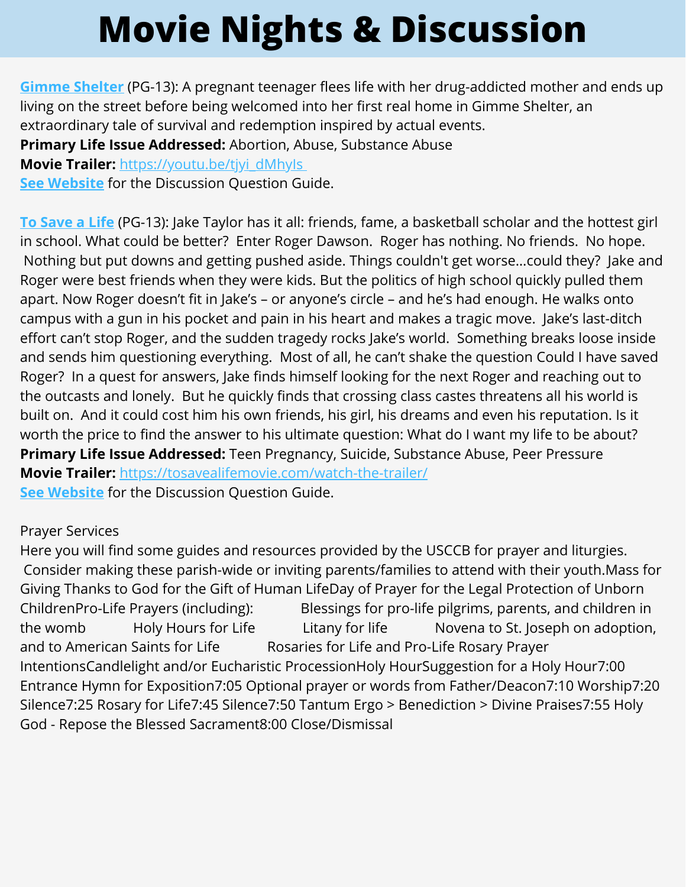# Movie Nights & Discussion

**Gimme Shelter** (PG-13): A pregnant teenager flees life with her drug-addicted mother and ends up living on the street before being welcomed into her first real home in Gimme Shelter, an extraordinary tale of survival and redemption inspired by actual events.
**Primary Life Issue Addressed:** Abortion, Abuse, Substance Abuse
**Movie Trailer:** https://youtu.be/tjyi_dMhyIs
**See Website** for the Discussion Question Guide.

**To Save a Life** (PG-13): Jake Taylor has it all: friends, fame, a basketball scholar and the hottest girl in school. What could be better? Enter Roger Dawson. Roger has nothing. No friends. No hope. Nothing but put downs and getting pushed aside. Things couldn't get worse...could they? Jake and Roger were best friends when they were kids. But the politics of high school quickly pulled them apart. Now Roger doesn't fit in Jake's – or anyone's circle – and he's had enough. He walks onto campus with a gun in his pocket and pain in his heart and makes a tragic move. Jake's last-ditch effort can't stop Roger, and the sudden tragedy rocks Jake's world. Something breaks loose inside and sends him questioning everything. Most of all, he can't shake the question Could I have saved Roger? In a quest for answers, Jake finds himself looking for the next Roger and reaching out to the outcasts and lonely. But he quickly finds that crossing class castes threatens all his world is built on. And it could cost him his own friends, his girl, his dreams and even his reputation. Is it worth the price to find the answer to his ultimate question: What do I want my life to be about?
**Primary Life Issue Addressed:** Teen Pregnancy, Suicide, Substance Abuse, Peer Pressure
**Movie Trailer:** https://tosavealifemovie.com/watch-the-trailer/
**See Website** for the Discussion Question Guide.

Prayer Services
Here you will find some guides and resources provided by the USCCB for prayer and liturgies. Consider making these parish-wide or inviting parents/families to attend with their youth.Mass for Giving Thanks to God for the Gift of Human LifeDay of Prayer for the Legal Protection of Unborn ChildrenPro-Life Prayers (including): Blessings for pro-life pilgrims, parents, and children in the womb Holy Hours for Life Litany for life Novena to St. Joseph on adoption, and to American Saints for Life Rosaries for Life and Pro-Life Rosary Prayer IntentionsCandlelight and/or Eucharistic ProcessionHoly HourSuggestion for a Holy Hour7:00 Entrance Hymn for Exposition7:05 Optional prayer or words from Father/Deacon7:10 Worship7:20 Silence7:25 Rosary for Life7:45 Silence7:50 Tantum Ergo > Benediction > Divine Praises7:55 Holy God - Repose the Blessed Sacrament8:00 Close/Dismissal